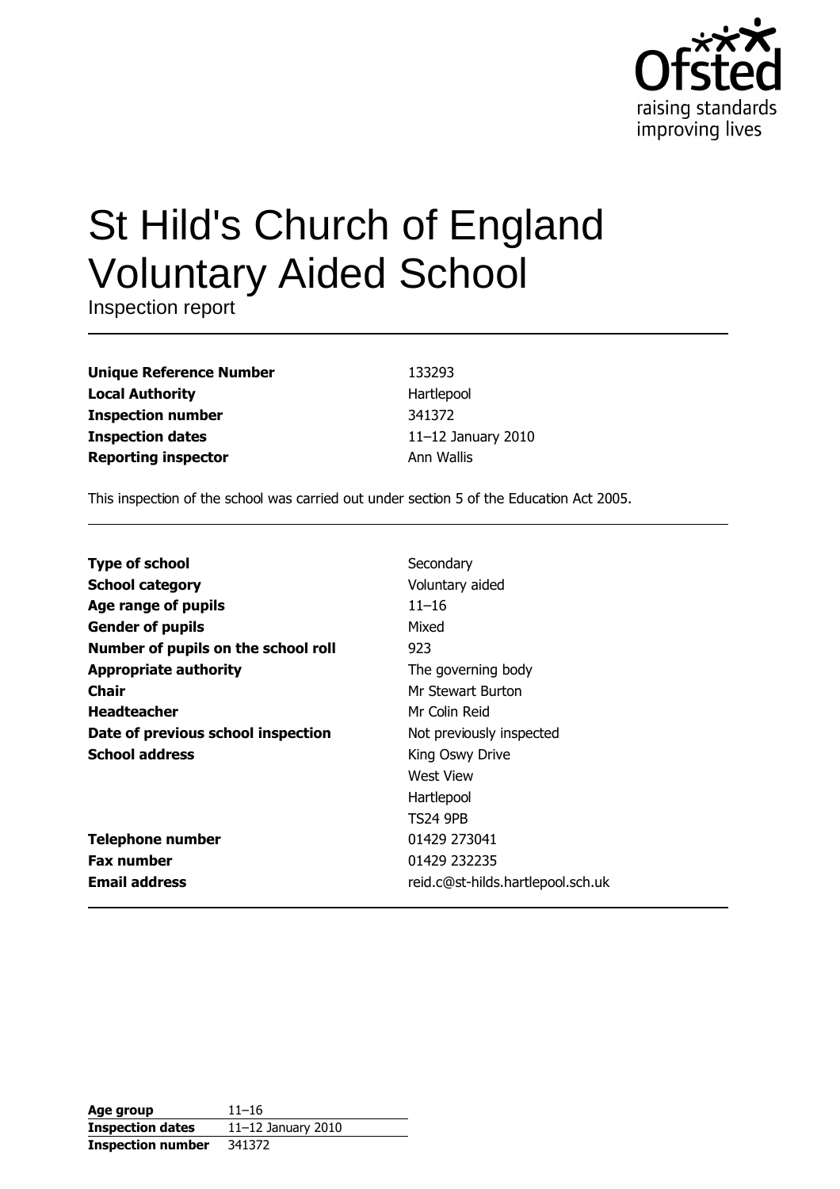Ofsted
raising standards
improving lives

# St Hild's Church of England Voluntary Aided School

Inspection report

| | |
|---|---|
| **Unique Reference Number** | 133293 |
| **Local Authority** | Hartlepool |
| **Inspection number** | 341372 |
| **Inspection dates** | 11–12 January 2010 |
| **Reporting inspector** | Ann Wallis |

This inspection of the school was carried out under section 5 of the Education Act 2005.

| | |
|---|---|
| **Type of school** | Secondary |
| **School category** | Voluntary aided |
| **Age range of pupils** | 11–16 |
| **Gender of pupils** | Mixed |
| **Number of pupils on the school roll** | 923 |
| **Appropriate authority** | The governing body |
| **Chair** | Mr Stewart Burton |
| **Headteacher** | Mr Colin Reid |
| **Date of previous school inspection** | Not previously inspected |
| **School address** | King Oswy Drive<br>West View<br>Hartlepool<br>TS24 9PB |
| **Telephone number** | 01429 273041 |
| **Fax number** | 01429 232235 |
| **Email address** | reid.c@st-hilds.hartlepool.sch.uk |

| | |
|---|---|
| **Age group** | 11–16 |
| **Inspection dates** | 11–12 January 2010 |
| **Inspection number** | 341372 |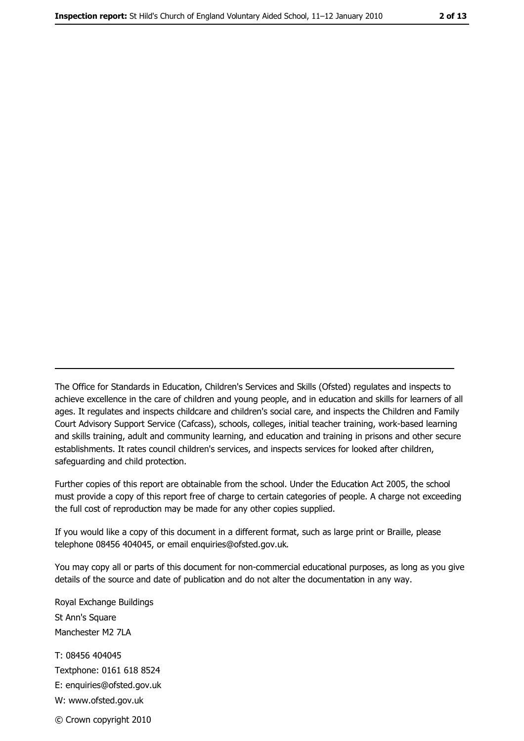The Office for Standards in Education, Children's Services and Skills (Ofsted) regulates and inspects to achieve excellence in the care of children and young people, and in education and skills for learners of all ages. It regulates and inspects childcare and children's social care, and inspects the Children and Family Court Advisory Support Service (Cafcass), schools, colleges, initial teacher training, work-based learning and skills training, adult and community learning, and education and training in prisons and other secure establishments. It rates council children's services, and inspects services for looked after children, safeguarding and child protection.

Further copies of this report are obtainable from the school. Under the Education Act 2005, the school must provide a copy of this report free of charge to certain categories of people. A charge not exceeding the full cost of reproduction may be made for any other copies supplied.

If you would like a copy of this document in a different format, such as large print or Braille, please telephone 08456 404045, or email enquiries@ofsted.gov.uk.

You may copy all or parts of this document for non-commercial educational purposes, as long as you give details of the source and date of publication and do not alter the documentation in any way.

Royal Exchange Buildings
St Ann's Square
Manchester M2 7LA

T: 08456 404045
Textphone: 0161 618 8524
E: enquiries@ofsted.gov.uk
W: www.ofsted.gov.uk

© Crown copyright 2010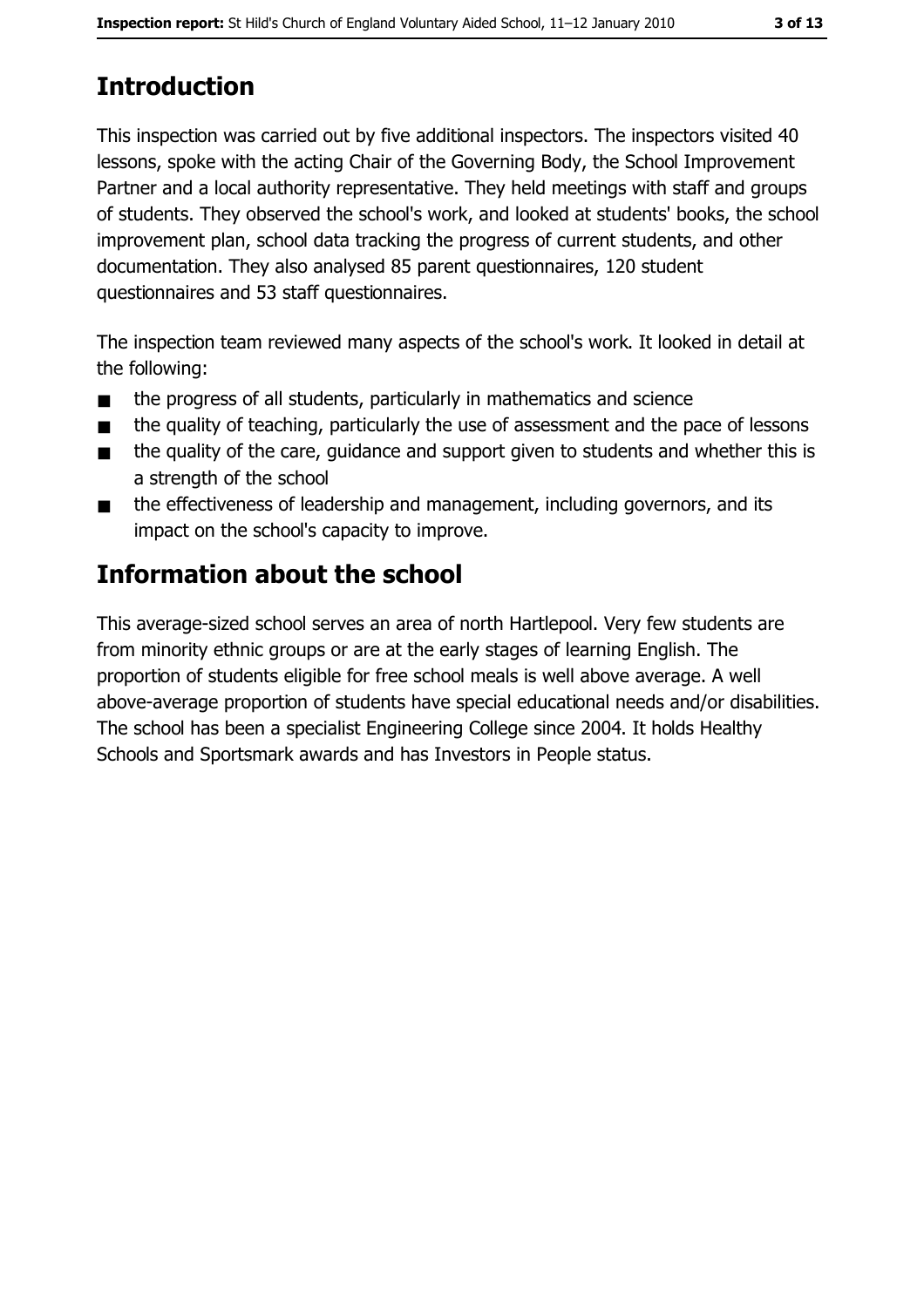## Introduction

This inspection was carried out by five additional inspectors. The inspectors visited 40 lessons, spoke with the acting Chair of the Governing Body, the School Improvement Partner and a local authority representative. They held meetings with staff and groups of students. They observed the school's work, and looked at students' books, the school improvement plan, school data tracking the progress of current students, and other documentation. They also analysed 85 parent questionnaires, 120 student questionnaires and 53 staff questionnaires.

The inspection team reviewed many aspects of the school's work. It looked in detail at the following:

- the progress of all students, particularly in mathematics and science
- the quality of teaching, particularly the use of assessment and the pace of lessons
- the quality of the care, guidance and support given to students and whether this is a strength of the school
- the effectiveness of leadership and management, including governors, and its impact on the school's capacity to improve.

## Information about the school

This average-sized school serves an area of north Hartlepool. Very few students are from minority ethnic groups or are at the early stages of learning English. The proportion of students eligible for free school meals is well above average. A well above-average proportion of students have special educational needs and/or disabilities. The school has been a specialist Engineering College since 2004. It holds Healthy Schools and Sportsmark awards and has Investors in People status.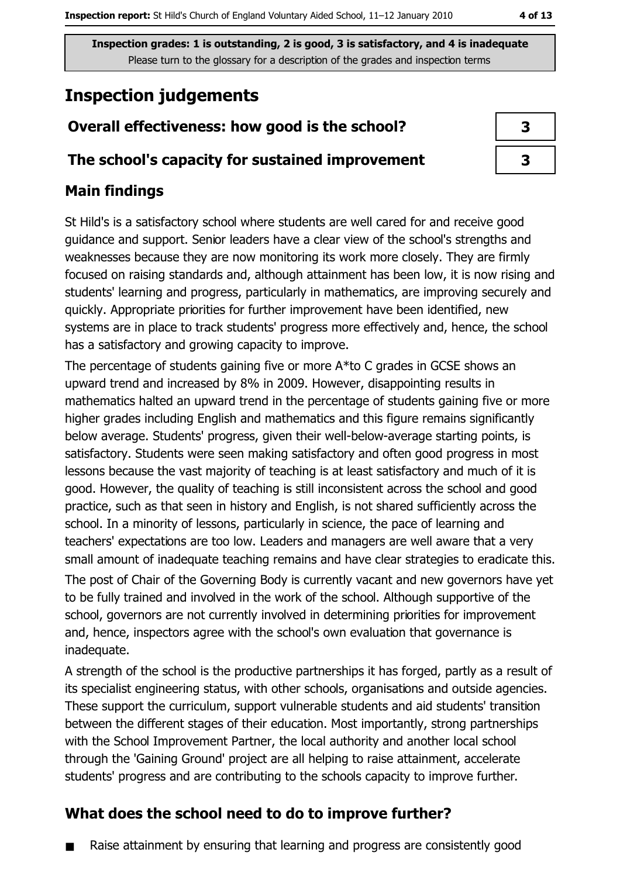Inspection grades: 1 is outstanding, 2 is good, 3 is satisfactory, and 4 is inadequate
Please turn to the glossary for a description of the grades and inspection terms

# Inspection judgements

| Overall effectiveness: how good is the school? | 3 |
| --- | --- |
| The school's capacity for sustained improvement | 3 |

## Main findings

St Hild's is a satisfactory school where students are well cared for and receive good guidance and support. Senior leaders have a clear view of the school's strengths and weaknesses because they are now monitoring its work more closely. They are firmly focused on raising standards and, although attainment has been low, it is now rising and students' learning and progress, particularly in mathematics, are improving securely and quickly. Appropriate priorities for further improvement have been identified, new systems are in place to track students' progress more effectively and, hence, the school has a satisfactory and growing capacity to improve.

The percentage of students gaining five or more A*to C grades in GCSE shows an upward trend and increased by 8% in 2009. However, disappointing results in mathematics halted an upward trend in the percentage of students gaining five or more higher grades including English and mathematics and this figure remains significantly below average. Students' progress, given their well-below-average starting points, is satisfactory. Students were seen making satisfactory and often good progress in most lessons because the vast majority of teaching is at least satisfactory and much of it is good. However, the quality of teaching is still inconsistent across the school and good practice, such as that seen in history and English, is not shared sufficiently across the school. In a minority of lessons, particularly in science, the pace of learning and teachers' expectations are too low. Leaders and managers are well aware that a very small amount of inadequate teaching remains and have clear strategies to eradicate this.

The post of Chair of the Governing Body is currently vacant and new governors have yet to be fully trained and involved in the work of the school. Although supportive of the school, governors are not currently involved in determining priorities for improvement and, hence, inspectors agree with the school's own evaluation that governance is inadequate.

A strength of the school is the productive partnerships it has forged, partly as a result of its specialist engineering status, with other schools, organisations and outside agencies. These support the curriculum, support vulnerable students and aid students' transition between the different stages of their education. Most importantly, strong partnerships with the School Improvement Partner, the local authority and another local school through the 'Gaining Ground' project are all helping to raise attainment, accelerate students' progress and are contributing to the schools capacity to improve further.

## What does the school need to do to improve further?

- Raise attainment by ensuring that learning and progress are consistently good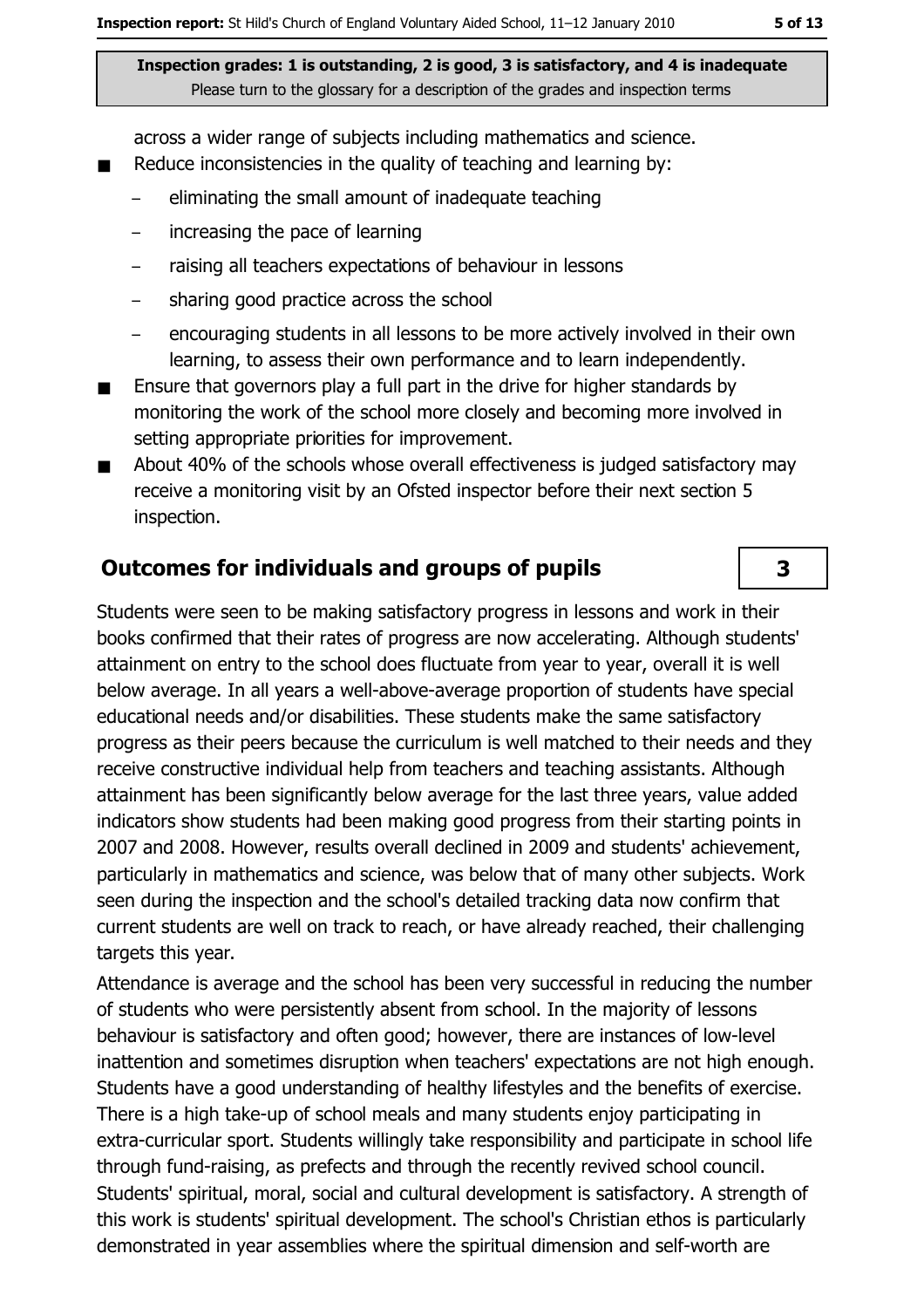across a wider range of subjects including mathematics and science.

- Reduce inconsistencies in the quality of teaching and learning by:
  - eliminating the small amount of inadequate teaching
  - increasing the pace of learning
  - raising all teachers expectations of behaviour in lessons
  - sharing good practice across the school
  - encouraging students in all lessons to be more actively involved in their own learning, to assess their own performance and to learn independently.
- Ensure that governors play a full part in the drive for higher standards by monitoring the work of the school more closely and becoming more involved in setting appropriate priorities for improvement.
- About 40% of the schools whose overall effectiveness is judged satisfactory may receive a monitoring visit by an Ofsted inspector before their next section 5 inspection.

## Outcomes for individuals and groups of pupils

**3**

Students were seen to be making satisfactory progress in lessons and work in their books confirmed that their rates of progress are now accelerating. Although students' attainment on entry to the school does fluctuate from year to year, overall it is well below average. In all years a well-above-average proportion of students have special educational needs and/or disabilities. These students make the same satisfactory progress as their peers because the curriculum is well matched to their needs and they receive constructive individual help from teachers and teaching assistants. Although attainment has been significantly below average for the last three years, value added indicators show students had been making good progress from their starting points in 2007 and 2008. However, results overall declined in 2009 and students' achievement, particularly in mathematics and science, was below that of many other subjects. Work seen during the inspection and the school's detailed tracking data now confirm that current students are well on track to reach, or have already reached, their challenging targets this year.

Attendance is average and the school has been very successful in reducing the number of students who were persistently absent from school. In the majority of lessons behaviour is satisfactory and often good; however, there are instances of low-level inattention and sometimes disruption when teachers' expectations are not high enough. Students have a good understanding of healthy lifestyles and the benefits of exercise. There is a high take-up of school meals and many students enjoy participating in extra-curricular sport. Students willingly take responsibility and participate in school life through fund-raising, as prefects and through the recently revived school council. Students' spiritual, moral, social and cultural development is satisfactory. A strength of this work is students' spiritual development. The school's Christian ethos is particularly demonstrated in year assemblies where the spiritual dimension and self-worth are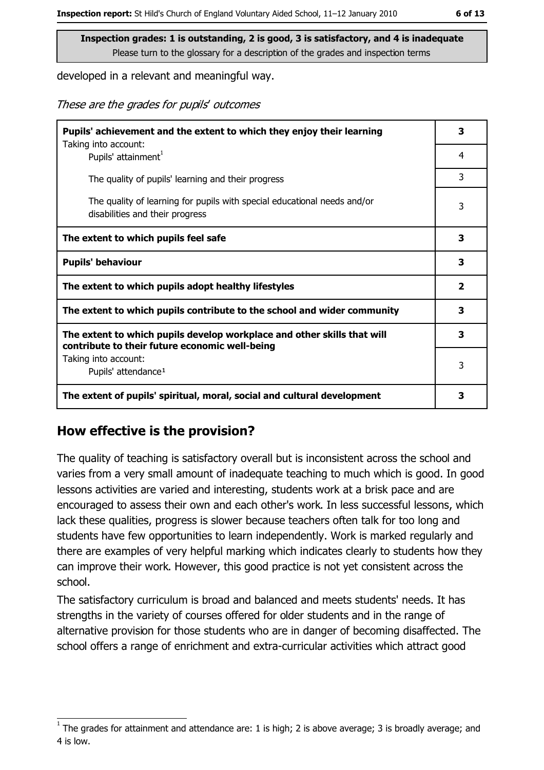**Inspection grades: 1 is outstanding, 2 is good, 3 is satisfactory, and 4 is inadequate**
Please turn to the glossary for a description of the grades and inspection terms

developed in a relevant and meaningful way.

*These are the grades for pupils' outcomes*

| | |
|---|---|
| **Pupils' achievement and the extent to which they enjoy their learning**<br>Taking into account: | **3** |
| Pupils' attainment[1] | 4 |
| The quality of pupils' learning and their progress | 3 |
| The quality of learning for pupils with special educational needs and/or disabilities and their progress | 3 |
| **The extent to which pupils feel safe** | **3** |
| **Pupils' behaviour** | **3** |
| **The extent to which pupils adopt healthy lifestyles** | **2** |
| **The extent to which pupils contribute to the school and wider community** | **3** |
| **The extent to which pupils develop workplace and other skills that will contribute to their future economic well-being** | **3** |
| Taking into account:<br>Pupils' attendance[1] | 3 |
| **The extent of pupils' spiritual, moral, social and cultural development** | **3** |

## How effective is the provision?

The quality of teaching is satisfactory overall but is inconsistent across the school and varies from a very small amount of inadequate teaching to much which is good. In good lessons activities are varied and interesting, students work at a brisk pace and are encouraged to assess their own and each other's work. In less successful lessons, which lack these qualities, progress is slower because teachers often talk for too long and students have few opportunities to learn independently. Work is marked regularly and there are examples of very helpful marking which indicates clearly to students how they can improve their work. However, this good practice is not yet consistent across the school.

The satisfactory curriculum is broad and balanced and meets students' needs. It has strengths in the variety of courses offered for older students and in the range of alternative provision for those students who are in danger of becoming disaffected. The school offers a range of enrichment and extra-curricular activities which attract good

[1] The grades for attainment and attendance are: 1 is high; 2 is above average; 3 is broadly average; and 4 is low.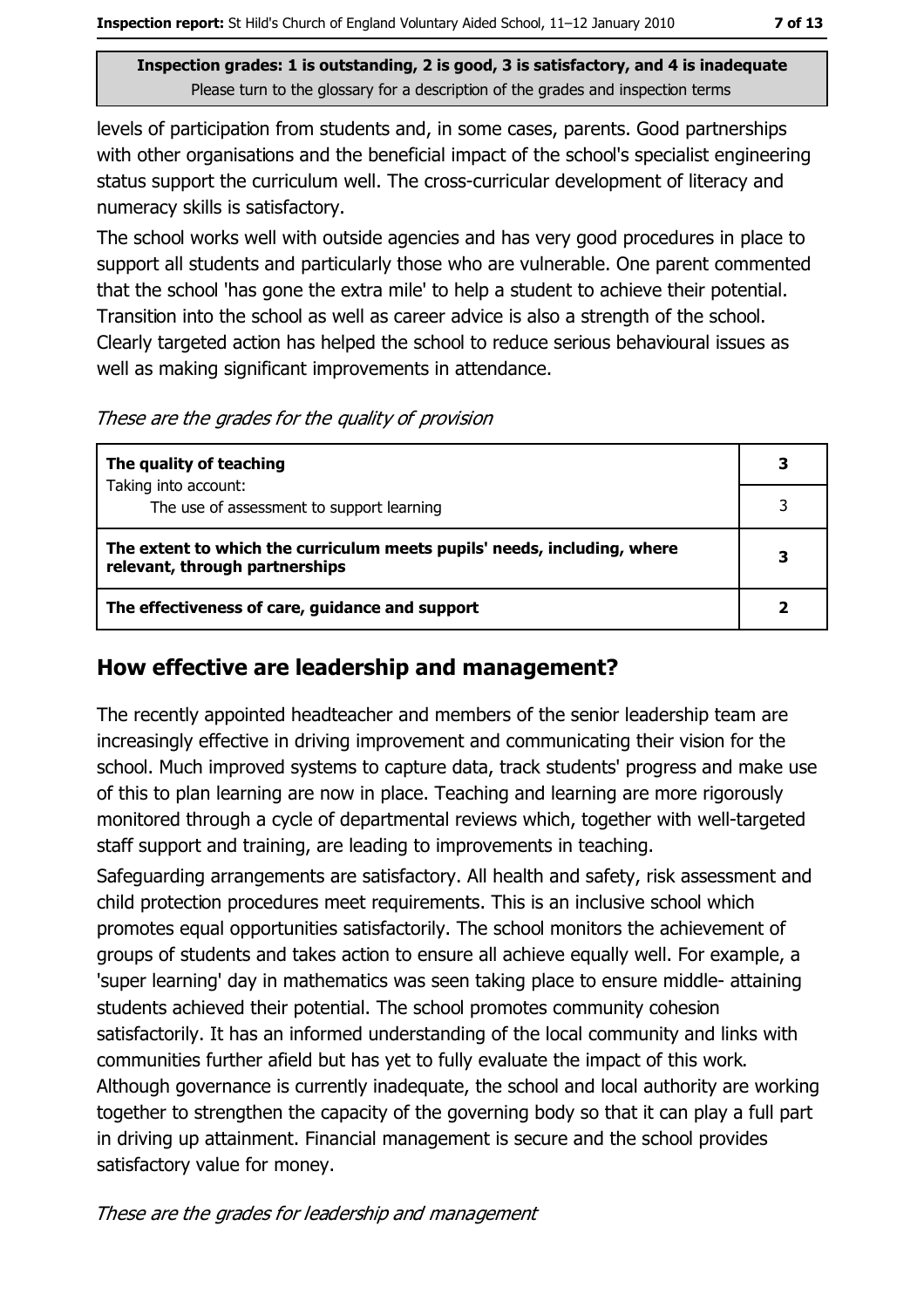**Inspection grades: 1 is outstanding, 2 is good, 3 is satisfactory, and 4 is inadequate**
Please turn to the glossary for a description of the grades and inspection terms

levels of participation from students and, in some cases, parents. Good partnerships with other organisations and the beneficial impact of the school's specialist engineering status support the curriculum well. The cross-curricular development of literacy and numeracy skills is satisfactory.

The school works well with outside agencies and has very good procedures in place to support all students and particularly those who are vulnerable. One parent commented that the school 'has gone the extra mile' to help a student to achieve their potential. Transition into the school as well as career advice is also a strength of the school. Clearly targeted action has helped the school to reduce serious behavioural issues as well as making significant improvements in attendance.

*These are the grades for the quality of provision*

| | |
|---|---|
| **The quality of teaching**<br>Taking into account: | **3** |
| The use of assessment to support learning | 3 |
| **The extent to which the curriculum meets pupils' needs, including, where relevant, through partnerships** | **3** |
| **The effectiveness of care, guidance and support** | **2** |

## How effective are leadership and management?

The recently appointed headteacher and members of the senior leadership team are increasingly effective in driving improvement and communicating their vision for the school. Much improved systems to capture data, track students' progress and make use of this to plan learning are now in place. Teaching and learning are more rigorously monitored through a cycle of departmental reviews which, together with well-targeted staff support and training, are leading to improvements in teaching.

Safeguarding arrangements are satisfactory. All health and safety, risk assessment and child protection procedures meet requirements. This is an inclusive school which promotes equal opportunities satisfactorily. The school monitors the achievement of groups of students and takes action to ensure all achieve equally well. For example, a 'super learning' day in mathematics was seen taking place to ensure middle- attaining students achieved their potential. The school promotes community cohesion satisfactorily. It has an informed understanding of the local community and links with communities further afield but has yet to fully evaluate the impact of this work. Although governance is currently inadequate, the school and local authority are working together to strengthen the capacity of the governing body so that it can play a full part in driving up attainment. Financial management is secure and the school provides satisfactory value for money.

*These are the grades for leadership and management*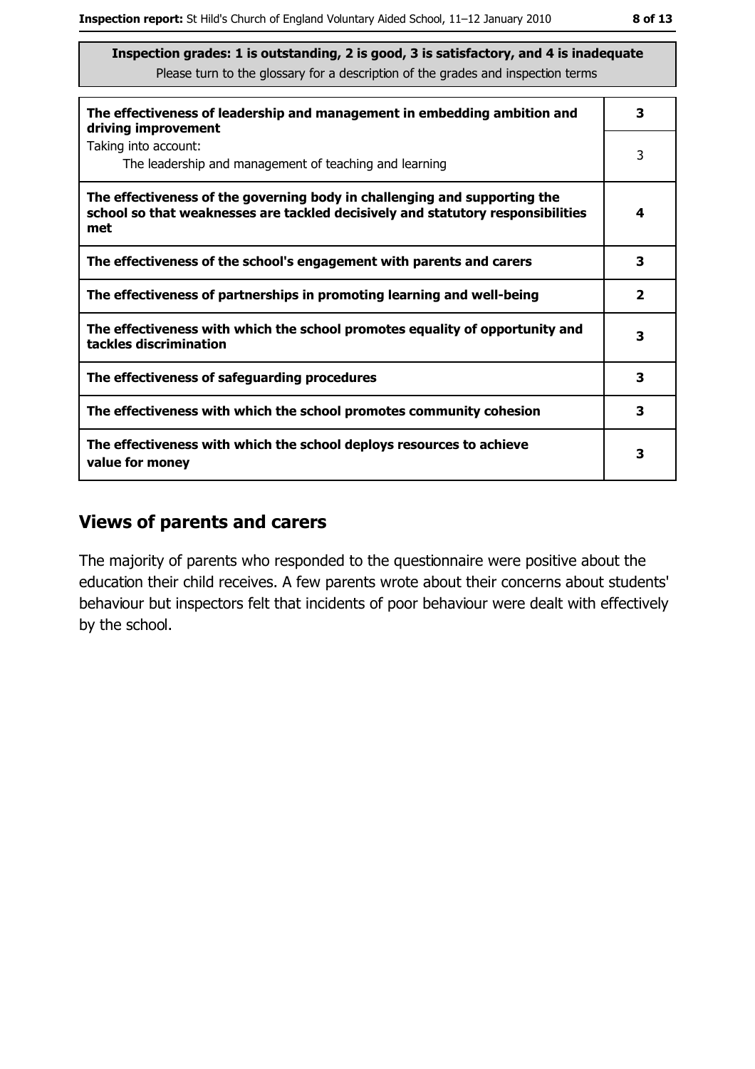**Inspection grades: 1 is outstanding, 2 is good, 3 is satisfactory, and 4 is inadequate**
Please turn to the glossary for a description of the grades and inspection terms

| | |
|---|---|
| **The effectiveness of leadership and management in embedding ambition and driving improvement** | **3** |
| Taking into account: The leadership and management of teaching and learning | 3 |
| **The effectiveness of the governing body in challenging and supporting the school so that weaknesses are tackled decisively and statutory responsibilities met** | **4** |
| **The effectiveness of the school's engagement with parents and carers** | **3** |
| **The effectiveness of partnerships in promoting learning and well-being** | **2** |
| **The effectiveness with which the school promotes equality of opportunity and tackles discrimination** | **3** |
| **The effectiveness of safeguarding procedures** | **3** |
| **The effectiveness with which the school promotes community cohesion** | **3** |
| **The effectiveness with which the school deploys resources to achieve value for money** | **3** |

## Views of parents and carers

The majority of parents who responded to the questionnaire were positive about the education their child receives. A few parents wrote about their concerns about students' behaviour but inspectors felt that incidents of poor behaviour were dealt with effectively by the school.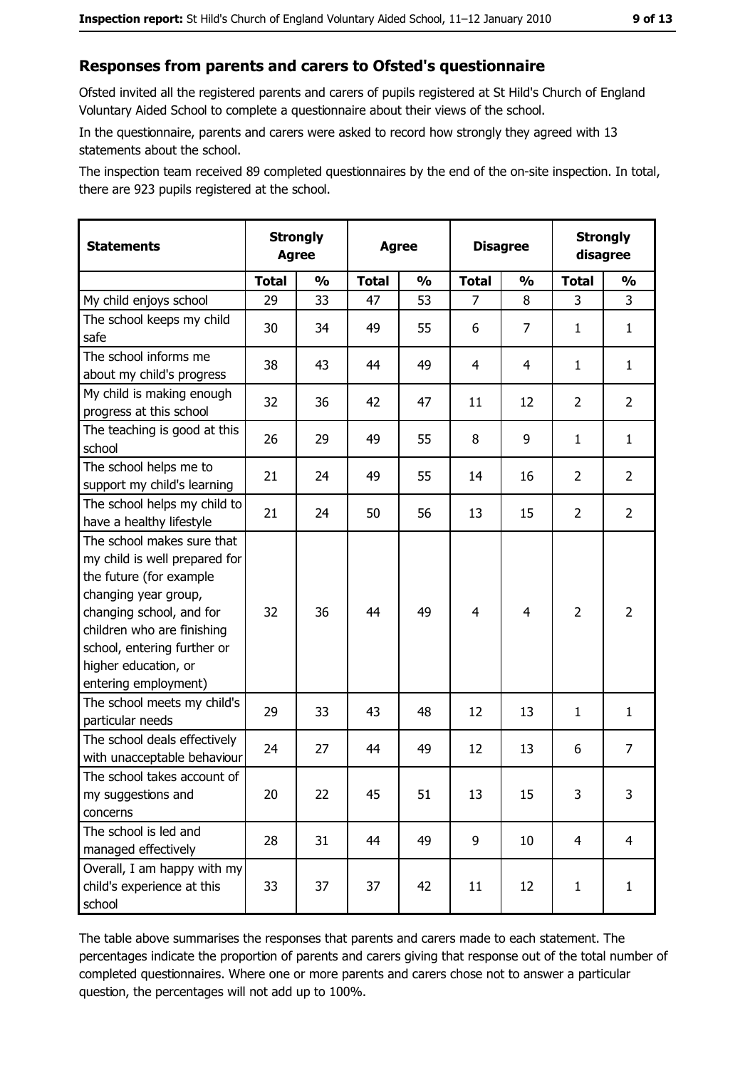## Responses from parents and carers to Ofsted's questionnaire

Ofsted invited all the registered parents and carers of pupils registered at St Hild's Church of England Voluntary Aided School to complete a questionnaire about their views of the school.

In the questionnaire, parents and carers were asked to record how strongly they agreed with 13 statements about the school.

The inspection team received 89 completed questionnaires by the end of the on-site inspection. In total, there are 923 pupils registered at the school.

| Statements | Strongly Agree | | Agree | | Disagree | | Strongly disagree | |
|---|---|---|---|---|---|---|---|---|
| | Total | % | Total | % | Total | % | Total | % |
| My child enjoys school | 29 | 33 | 47 | 53 | 7 | 8 | 3 | 3 |
| The school keeps my child safe | 30 | 34 | 49 | 55 | 6 | 7 | 1 | 1 |
| The school informs me about my child's progress | 38 | 43 | 44 | 49 | 4 | 4 | 1 | 1 |
| My child is making enough progress at this school | 32 | 36 | 42 | 47 | 11 | 12 | 2 | 2 |
| The teaching is good at this school | 26 | 29 | 49 | 55 | 8 | 9 | 1 | 1 |
| The school helps me to support my child's learning | 21 | 24 | 49 | 55 | 14 | 16 | 2 | 2 |
| The school helps my child to have a healthy lifestyle | 21 | 24 | 50 | 56 | 13 | 15 | 2 | 2 |
| The school makes sure that my child is well prepared for the future (for example changing year group, changing school, and for children who are finishing school, entering further or higher education, or entering employment) | 32 | 36 | 44 | 49 | 4 | 4 | 2 | 2 |
| The school meets my child's particular needs | 29 | 33 | 43 | 48 | 12 | 13 | 1 | 1 |
| The school deals effectively with unacceptable behaviour | 24 | 27 | 44 | 49 | 12 | 13 | 6 | 7 |
| The school takes account of my suggestions and concerns | 20 | 22 | 45 | 51 | 13 | 15 | 3 | 3 |
| The school is led and managed effectively | 28 | 31 | 44 | 49 | 9 | 10 | 4 | 4 |
| Overall, I am happy with my child's experience at this school | 33 | 37 | 37 | 42 | 11 | 12 | 1 | 1 |

The table above summarises the responses that parents and carers made to each statement. The percentages indicate the proportion of parents and carers giving that response out of the total number of completed questionnaires. Where one or more parents and carers chose not to answer a particular question, the percentages will not add up to 100%.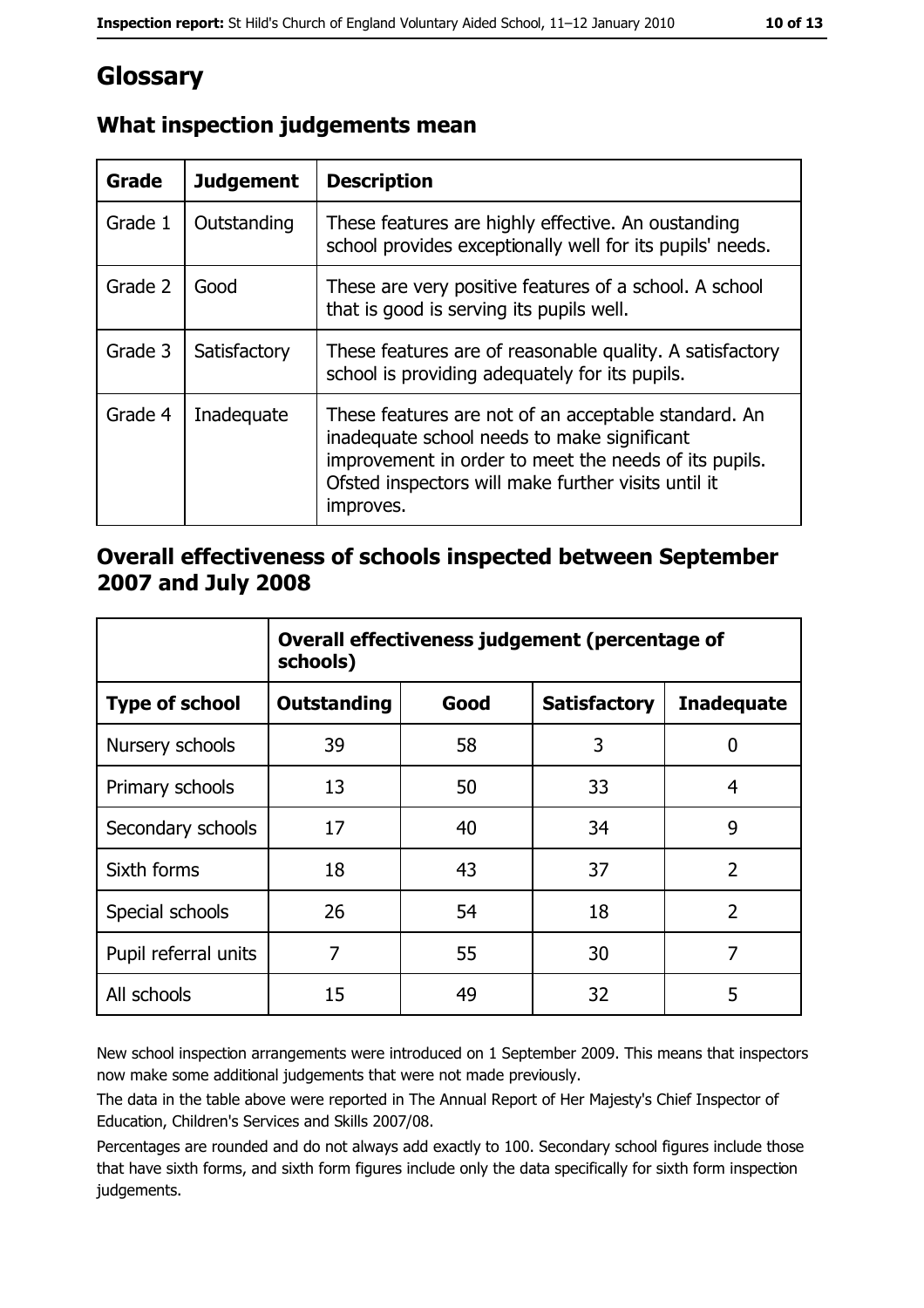# Glossary

## What inspection judgements mean

| Grade | Judgement | Description |
|---|---|---|
| Grade 1 | Outstanding | These features are highly effective. An oustanding school provides exceptionally well for its pupils' needs. |
| Grade 2 | Good | These are very positive features of a school. A school that is good is serving its pupils well. |
| Grade 3 | Satisfactory | These features are of reasonable quality. A satisfactory school is providing adequately for its pupils. |
| Grade 4 | Inadequate | These features are not of an acceptable standard. An inadequate school needs to make significant improvement in order to meet the needs of its pupils. Ofsted inspectors will make further visits until it improves. |

## Overall effectiveness of schools inspected between September 2007 and July 2008

| | Overall effectiveness judgement (percentage of schools) | | | |
|---|---|---|---|---|
| **Type of school** | **Outstanding** | **Good** | **Satisfactory** | **Inadequate** |
| Nursery schools | 39 | 58 | 3 | 0 |
| Primary schools | 13 | 50 | 33 | 4 |
| Secondary schools | 17 | 40 | 34 | 9 |
| Sixth forms | 18 | 43 | 37 | 2 |
| Special schools | 26 | 54 | 18 | 2 |
| Pupil referral units | 7 | 55 | 30 | 7 |
| All schools | 15 | 49 | 32 | 5 |

New school inspection arrangements were introduced on 1 September 2009. This means that inspectors now make some additional judgements that were not made previously.

The data in the table above were reported in The Annual Report of Her Majesty's Chief Inspector of Education, Children's Services and Skills 2007/08.

Percentages are rounded and do not always add exactly to 100. Secondary school figures include those that have sixth forms, and sixth form figures include only the data specifically for sixth form inspection judgements.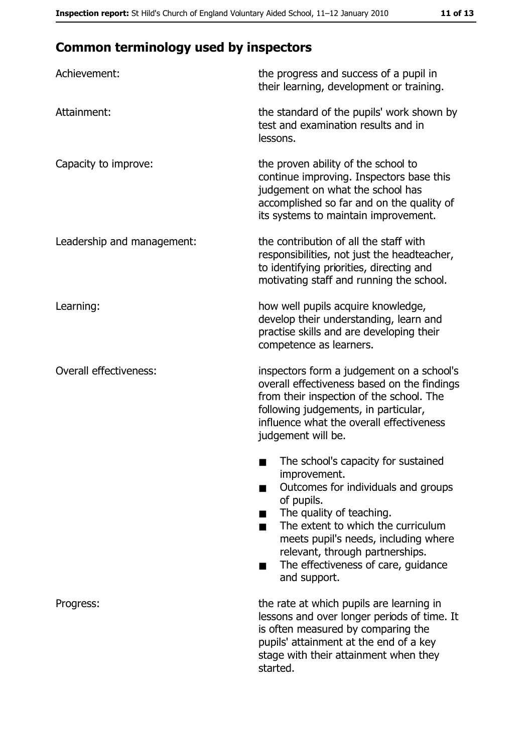## Common terminology used by inspectors

| | |
|---|---|
| Achievement: | the progress and success of a pupil in their learning, development or training. |
| Attainment: | the standard of the pupils' work shown by test and examination results and in lessons. |
| Capacity to improve: | the proven ability of the school to continue improving. Inspectors base this judgement on what the school has accomplished so far and on the quality of its systems to maintain improvement. |
| Leadership and management: | the contribution of all the staff with responsibilities, not just the headteacher, to identifying priorities, directing and motivating staff and running the school. |
| Learning: | how well pupils acquire knowledge, develop their understanding, learn and practise skills and are developing their competence as learners. |
| Overall effectiveness: | inspectors form a judgement on a school's overall effectiveness based on the findings from their inspection of the school. The following judgements, in particular, influence what the overall effectiveness judgement will be.<br>■ The school's capacity for sustained improvement.<br>■ Outcomes for individuals and groups of pupils.<br>■ The quality of teaching.<br>■ The extent to which the curriculum meets pupil's needs, including where relevant, through partnerships.<br>■ The effectiveness of care, guidance and support. |
| Progress: | the rate at which pupils are learning in lessons and over longer periods of time. It is often measured by comparing the pupils' attainment at the end of a key stage with their attainment when they started. |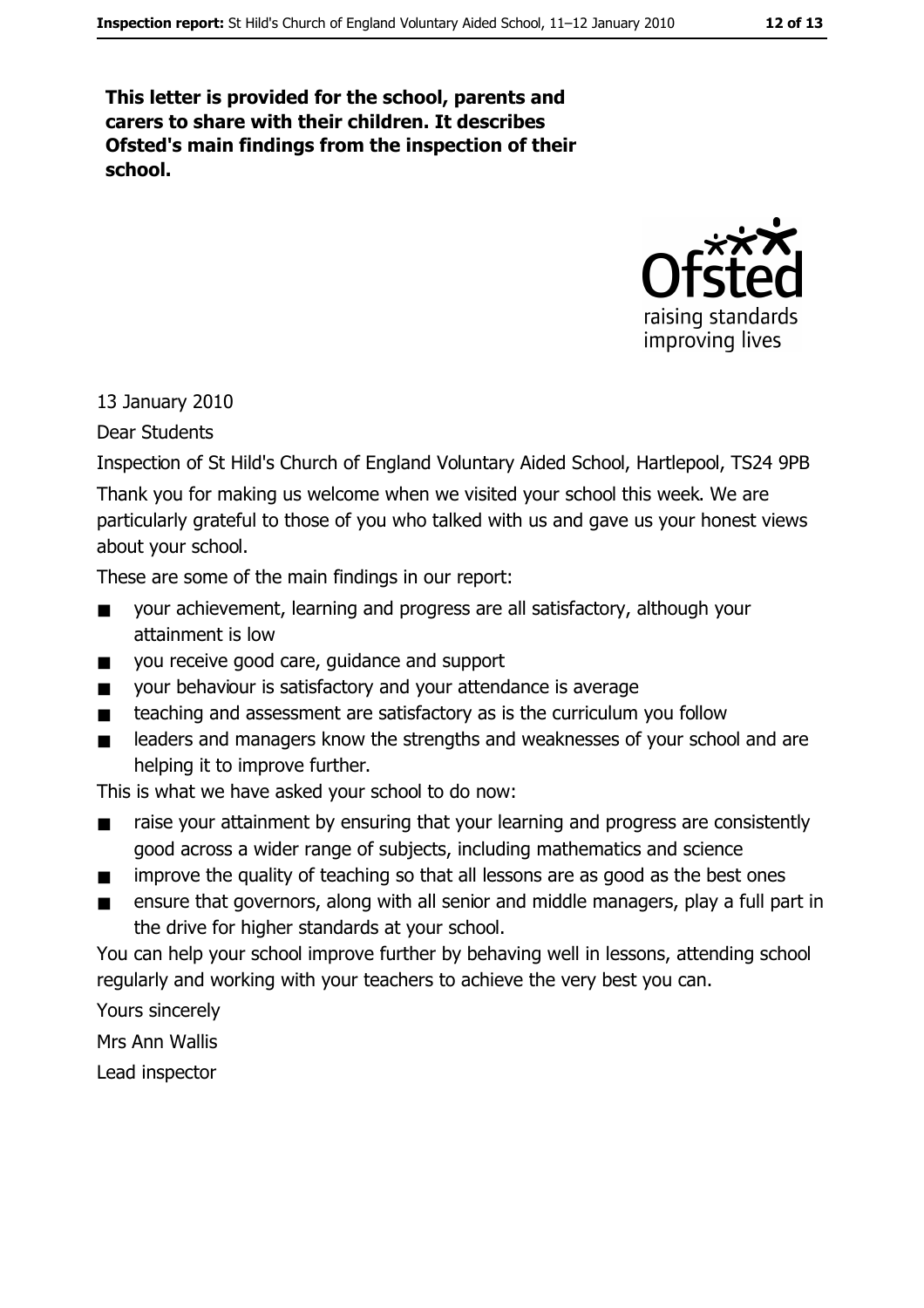**This letter is provided for the school, parents and carers to share with their children. It describes Ofsted's main findings from the inspection of their school.**

13 January 2010

Dear Students

Inspection of St Hild's Church of England Voluntary Aided School, Hartlepool, TS24 9PB

Thank you for making us welcome when we visited your school this week. We are particularly grateful to those of you who talked with us and gave us your honest views about your school.

These are some of the main findings in our report:

- your achievement, learning and progress are all satisfactory, although your attainment is low
- you receive good care, guidance and support
- your behaviour is satisfactory and your attendance is average
- teaching and assessment are satisfactory as is the curriculum you follow
- leaders and managers know the strengths and weaknesses of your school and are helping it to improve further.

This is what we have asked your school to do now:

- raise your attainment by ensuring that your learning and progress are consistently good across a wider range of subjects, including mathematics and science
- improve the quality of teaching so that all lessons are as good as the best ones
- ensure that governors, along with all senior and middle managers, play a full part in the drive for higher standards at your school.

You can help your school improve further by behaving well in lessons, attending school regularly and working with your teachers to achieve the very best you can.

Yours sincerely

Mrs Ann Wallis

Lead inspector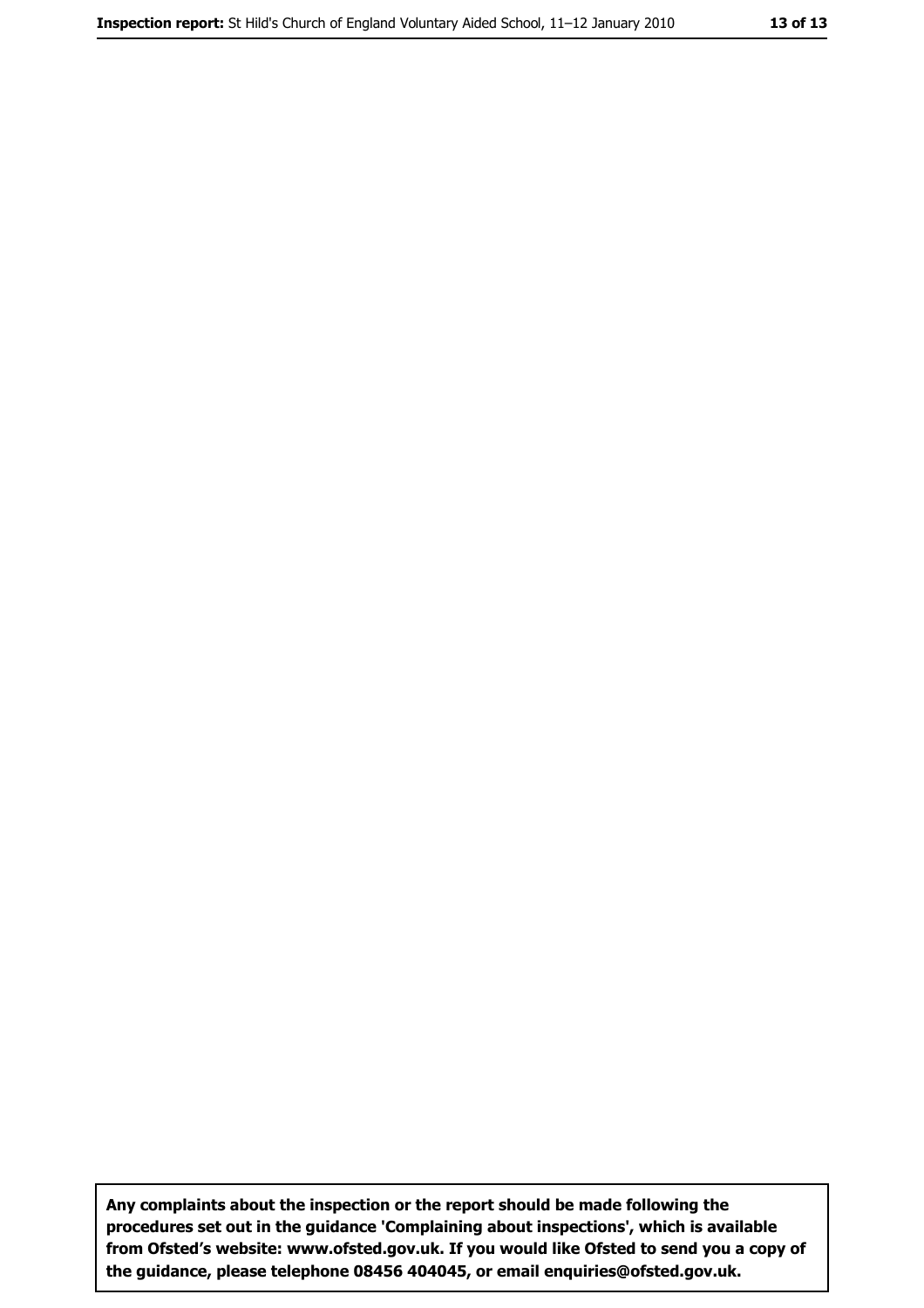**Any complaints about the inspection or the report should be made following the procedures set out in the guidance 'Complaining about inspections', which is available from Ofsted's website: www.ofsted.gov.uk. If you would like Ofsted to send you a copy of the guidance, please telephone 08456 404045, or email enquiries@ofsted.gov.uk.**